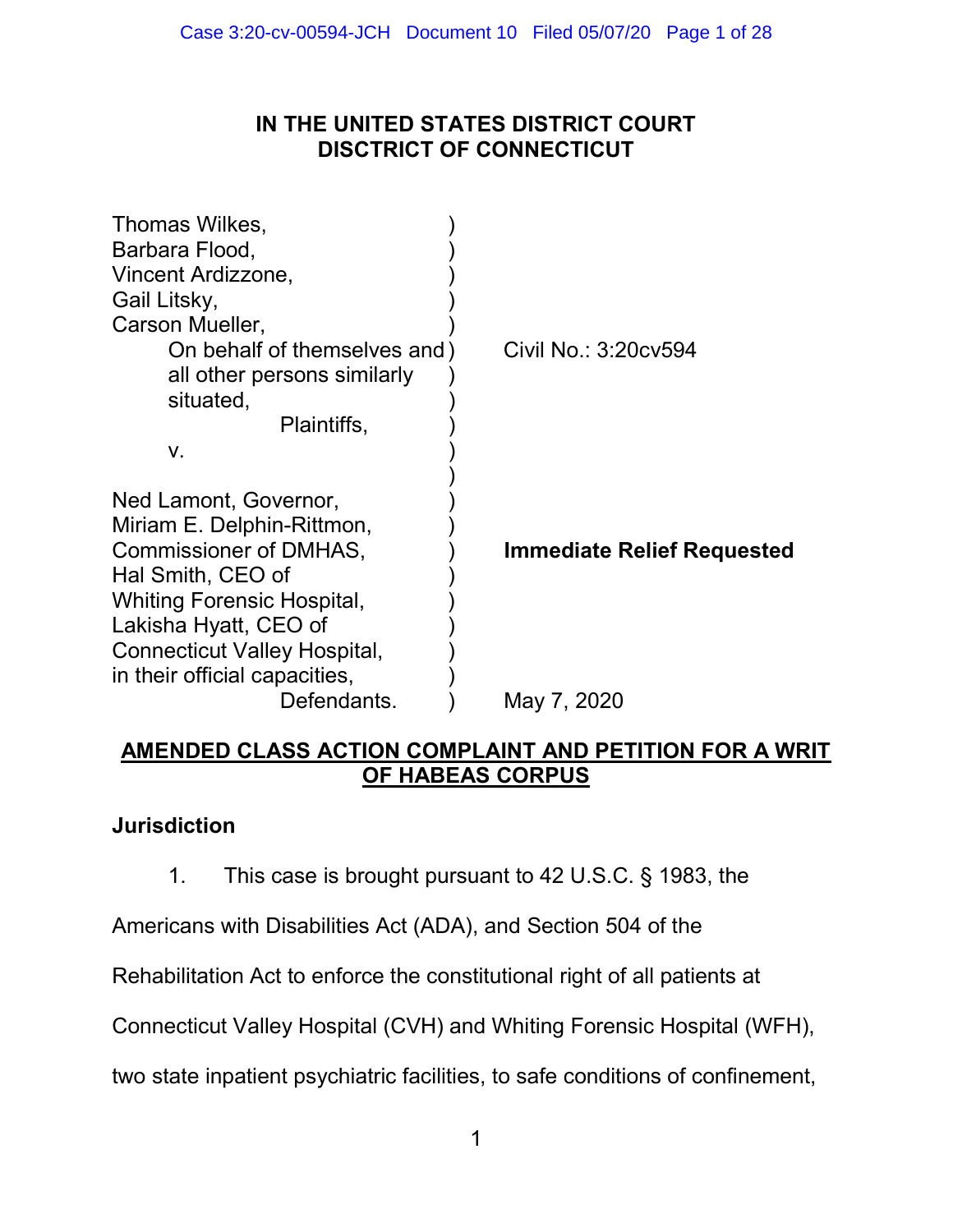# IN THE UNITED STATES DISTRICT COURT
# DISCTRICT OF CONNECTICUT

| | | |
|---|---|---|
| Thomas Wilkes,<br>Barbara Flood,<br>Vincent Ardizzone,<br>Gail Litsky,<br>Carson Mueller,<br>On behalf of themselves and all other persons similarly situated,<br>Plaintiffs,<br>v.<br><br>Ned Lamont, Governor,<br>Miriam E. Delphin-Rittmon,<br>Commissioner of DMHAS,<br>Hal Smith, CEO of<br>Whiting Forensic Hospital,<br>Lakisha Hyatt, CEO of<br>Connecticut Valley Hospital,<br>in their official capacities,<br>Defendants. | ) | Civil No.: 3:20cv594<br><br>**Immediate Relief Requested**<br><br>May 7, 2020 |

**<u>AMENDED CLASS ACTION COMPLAINT AND PETITION FOR A WRIT OF HABEAS CORPUS</u>**

### Jurisdiction

1. This case is brought pursuant to 42 U.S.C. § 1983, the Americans with Disabilities Act (ADA), and Section 504 of the Rehabilitation Act to enforce the constitutional right of all patients at Connecticut Valley Hospital (CVH) and Whiting Forensic Hospital (WFH), two state inpatient psychiatric facilities, to safe conditions of confinement,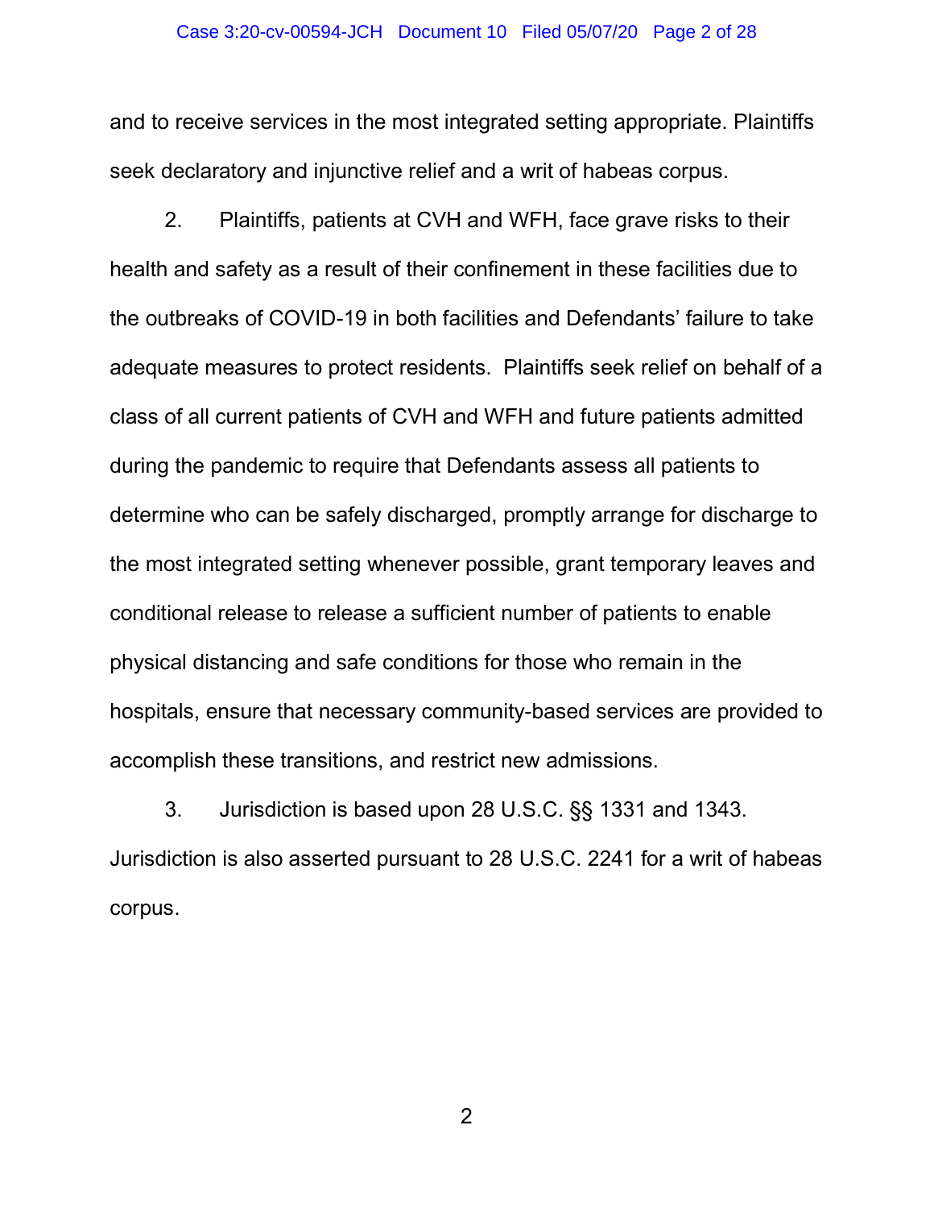and to receive services in the most integrated setting appropriate. Plaintiffs seek declaratory and injunctive relief and a writ of habeas corpus.

2. Plaintiffs, patients at CVH and WFH, face grave risks to their health and safety as a result of their confinement in these facilities due to the outbreaks of COVID-19 in both facilities and Defendants' failure to take adequate measures to protect residents. Plaintiffs seek relief on behalf of a class of all current patients of CVH and WFH and future patients admitted during the pandemic to require that Defendants assess all patients to determine who can be safely discharged, promptly arrange for discharge to the most integrated setting whenever possible, grant temporary leaves and conditional release to release a sufficient number of patients to enable physical distancing and safe conditions for those who remain in the hospitals, ensure that necessary community-based services are provided to accomplish these transitions, and restrict new admissions.

3. Jurisdiction is based upon 28 U.S.C. §§ 1331 and 1343. Jurisdiction is also asserted pursuant to 28 U.S.C. 2241 for a writ of habeas corpus.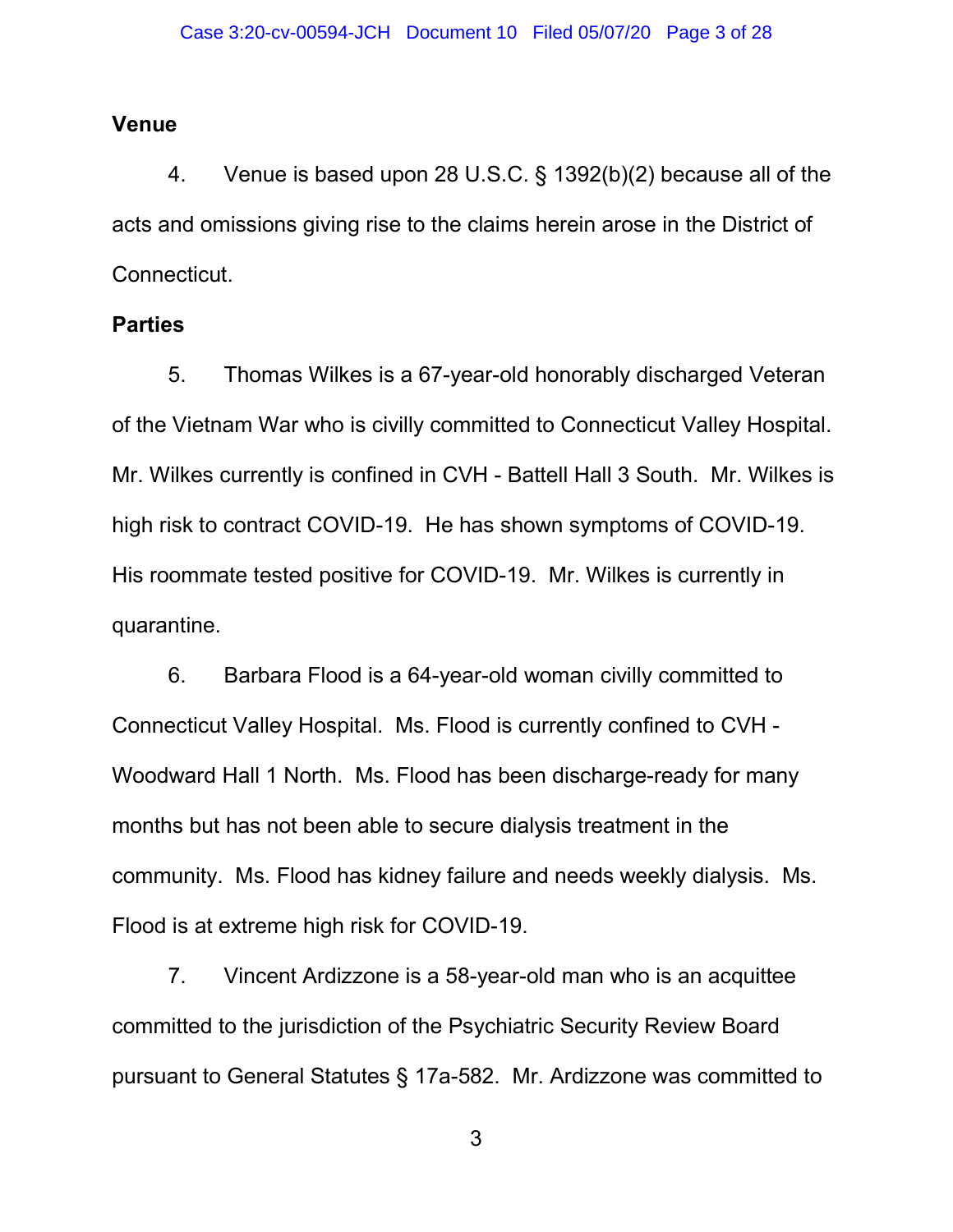**Venue**

4. Venue is based upon 28 U.S.C. § 1392(b)(2) because all of the acts and omissions giving rise to the claims herein arose in the District of Connecticut.

**Parties**

5. Thomas Wilkes is a 67-year-old honorably discharged Veteran of the Vietnam War who is civilly committed to Connecticut Valley Hospital. Mr. Wilkes currently is confined in CVH - Battell Hall 3 South. Mr. Wilkes is high risk to contract COVID-19. He has shown symptoms of COVID-19. His roommate tested positive for COVID-19. Mr. Wilkes is currently in quarantine.

6. Barbara Flood is a 64-year-old woman civilly committed to Connecticut Valley Hospital. Ms. Flood is currently confined to CVH - Woodward Hall 1 North. Ms. Flood has been discharge-ready for many months but has not been able to secure dialysis treatment in the community. Ms. Flood has kidney failure and needs weekly dialysis. Ms. Flood is at extreme high risk for COVID-19.

7. Vincent Ardizzone is a 58-year-old man who is an acquittee committed to the jurisdiction of the Psychiatric Security Review Board pursuant to General Statutes § 17a-582. Mr. Ardizzone was committed to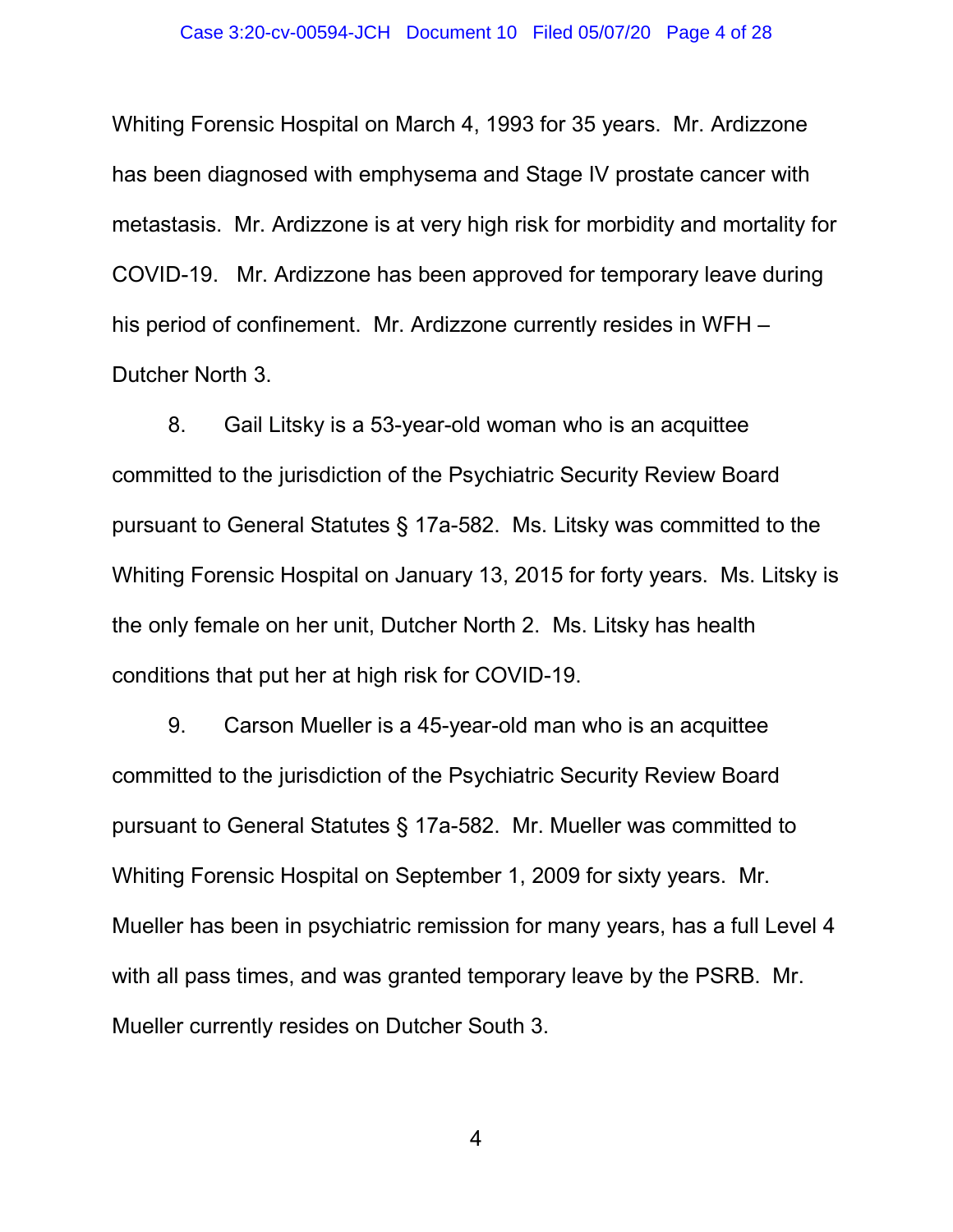Whiting Forensic Hospital on March 4, 1993 for 35 years. Mr. Ardizzone has been diagnosed with emphysema and Stage IV prostate cancer with metastasis. Mr. Ardizzone is at very high risk for morbidity and mortality for COVID-19. Mr. Ardizzone has been approved for temporary leave during his period of confinement. Mr. Ardizzone currently resides in WFH – Dutcher North 3.

8. Gail Litsky is a 53-year-old woman who is an acquittee committed to the jurisdiction of the Psychiatric Security Review Board pursuant to General Statutes § 17a-582. Ms. Litsky was committed to the Whiting Forensic Hospital on January 13, 2015 for forty years. Ms. Litsky is the only female on her unit, Dutcher North 2. Ms. Litsky has health conditions that put her at high risk for COVID-19.

9. Carson Mueller is a 45-year-old man who is an acquittee committed to the jurisdiction of the Psychiatric Security Review Board pursuant to General Statutes § 17a-582. Mr. Mueller was committed to Whiting Forensic Hospital on September 1, 2009 for sixty years. Mr. Mueller has been in psychiatric remission for many years, has a full Level 4 with all pass times, and was granted temporary leave by the PSRB. Mr. Mueller currently resides on Dutcher South 3.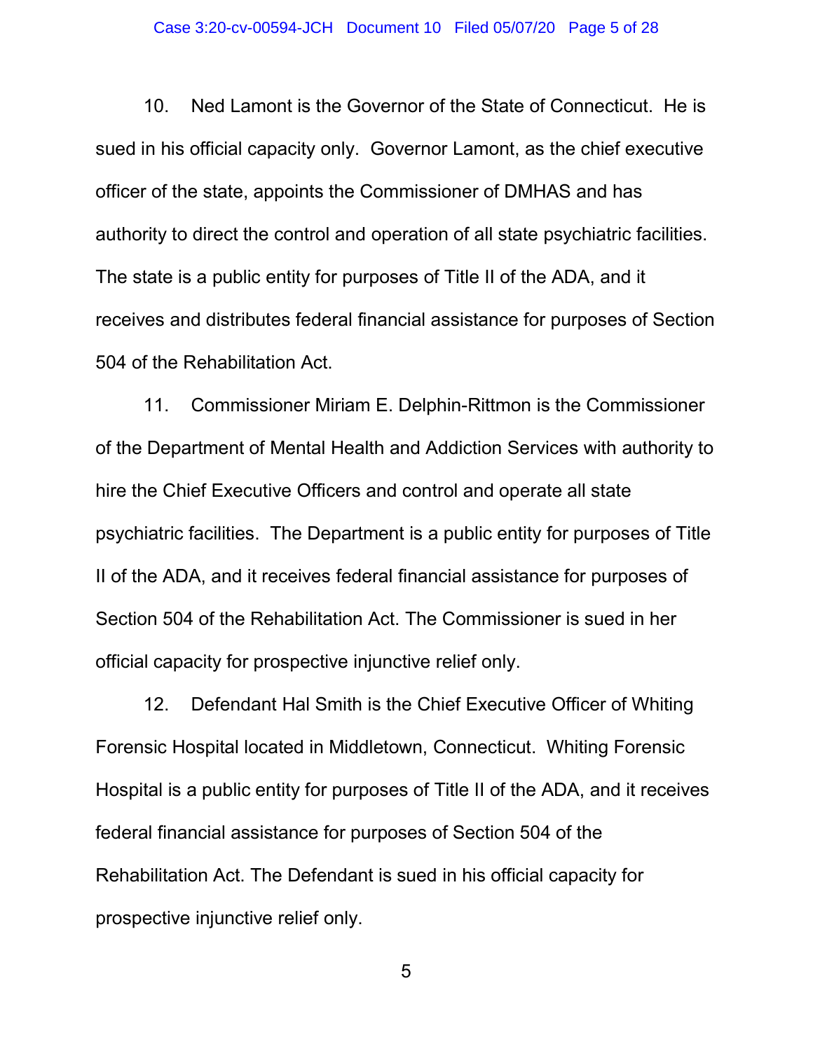10. Ned Lamont is the Governor of the State of Connecticut. He is sued in his official capacity only. Governor Lamont, as the chief executive officer of the state, appoints the Commissioner of DMHAS and has authority to direct the control and operation of all state psychiatric facilities. The state is a public entity for purposes of Title II of the ADA, and it receives and distributes federal financial assistance for purposes of Section 504 of the Rehabilitation Act.

11. Commissioner Miriam E. Delphin-Rittmon is the Commissioner of the Department of Mental Health and Addiction Services with authority to hire the Chief Executive Officers and control and operate all state psychiatric facilities. The Department is a public entity for purposes of Title II of the ADA, and it receives federal financial assistance for purposes of Section 504 of the Rehabilitation Act. The Commissioner is sued in her official capacity for prospective injunctive relief only.

12. Defendant Hal Smith is the Chief Executive Officer of Whiting Forensic Hospital located in Middletown, Connecticut. Whiting Forensic Hospital is a public entity for purposes of Title II of the ADA, and it receives federal financial assistance for purposes of Section 504 of the Rehabilitation Act. The Defendant is sued in his official capacity for prospective injunctive relief only.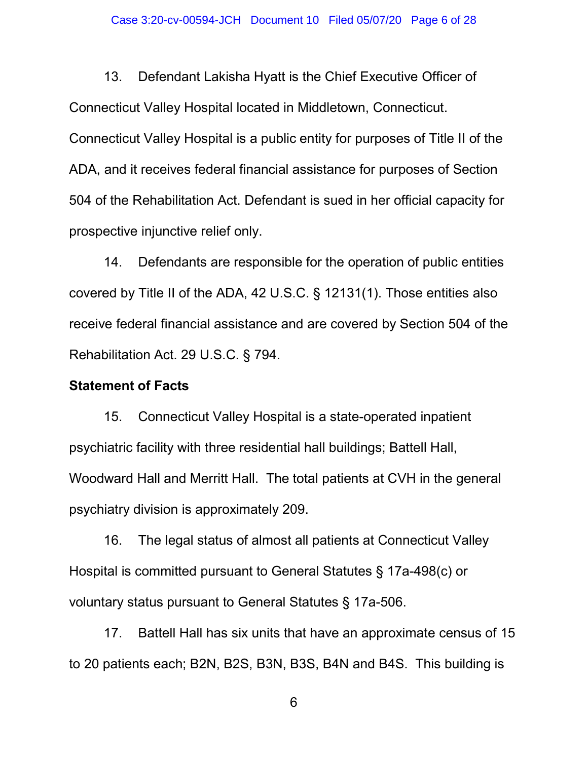13. Defendant Lakisha Hyatt is the Chief Executive Officer of Connecticut Valley Hospital located in Middletown, Connecticut. Connecticut Valley Hospital is a public entity for purposes of Title II of the ADA, and it receives federal financial assistance for purposes of Section 504 of the Rehabilitation Act. Defendant is sued in her official capacity for prospective injunctive relief only.

14. Defendants are responsible for the operation of public entities covered by Title II of the ADA, 42 U.S.C. § 12131(1). Those entities also receive federal financial assistance and are covered by Section 504 of the Rehabilitation Act. 29 U.S.C. § 794.

**Statement of Facts**

15. Connecticut Valley Hospital is a state-operated inpatient psychiatric facility with three residential hall buildings; Battell Hall, Woodward Hall and Merritt Hall. The total patients at CVH in the general psychiatry division is approximately 209.

16. The legal status of almost all patients at Connecticut Valley Hospital is committed pursuant to General Statutes § 17a-498(c) or voluntary status pursuant to General Statutes § 17a-506.

17. Battell Hall has six units that have an approximate census of 15 to 20 patients each; B2N, B2S, B3N, B3S, B4N and B4S. This building is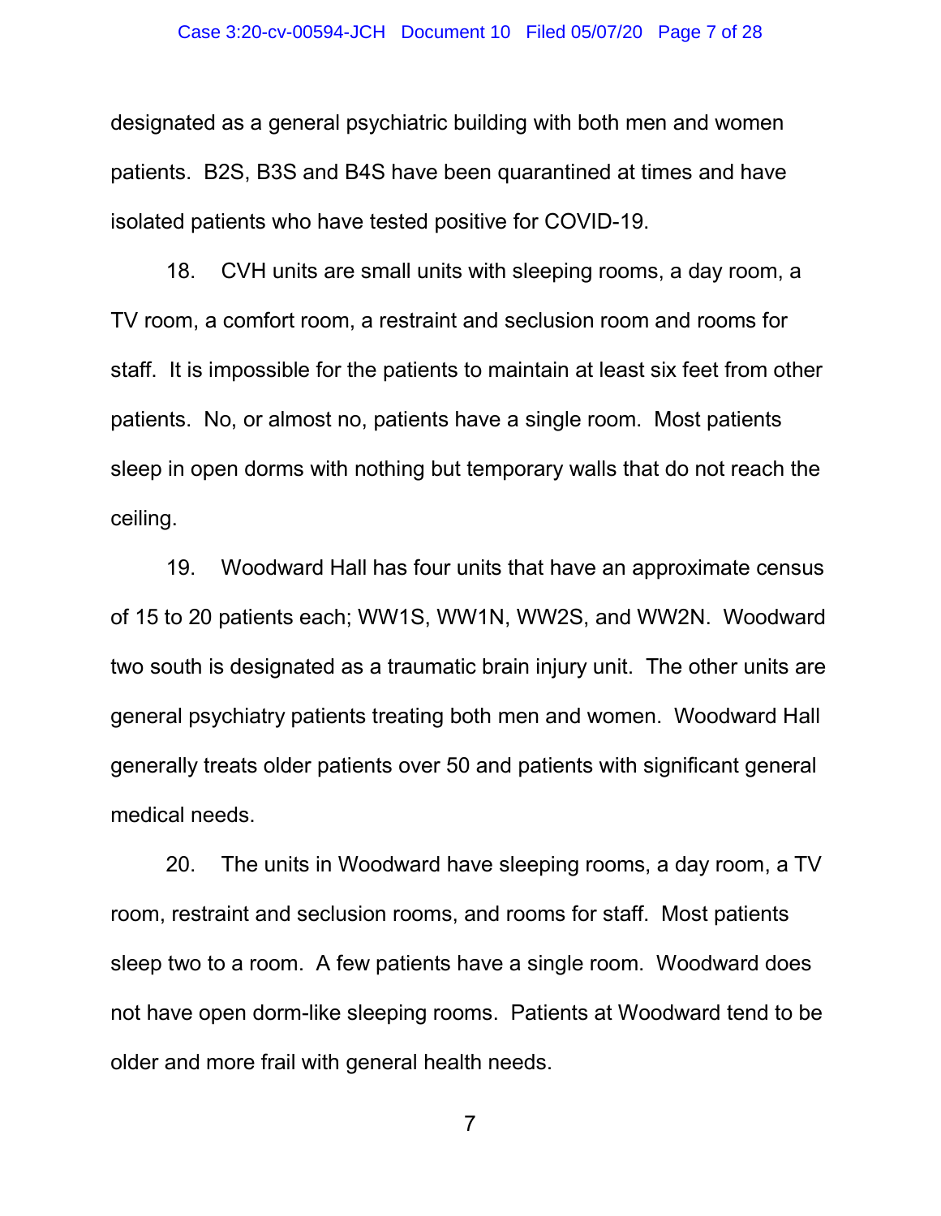designated as a general psychiatric building with both men and women patients. B2S, B3S and B4S have been quarantined at times and have isolated patients who have tested positive for COVID-19.

18. CVH units are small units with sleeping rooms, a day room, a TV room, a comfort room, a restraint and seclusion room and rooms for staff. It is impossible for the patients to maintain at least six feet from other patients. No, or almost no, patients have a single room. Most patients sleep in open dorms with nothing but temporary walls that do not reach the ceiling.

19. Woodward Hall has four units that have an approximate census of 15 to 20 patients each; WW1S, WW1N, WW2S, and WW2N. Woodward two south is designated as a traumatic brain injury unit. The other units are general psychiatry patients treating both men and women. Woodward Hall generally treats older patients over 50 and patients with significant general medical needs.

20. The units in Woodward have sleeping rooms, a day room, a TV room, restraint and seclusion rooms, and rooms for staff. Most patients sleep two to a room. A few patients have a single room. Woodward does not have open dorm-like sleeping rooms. Patients at Woodward tend to be older and more frail with general health needs.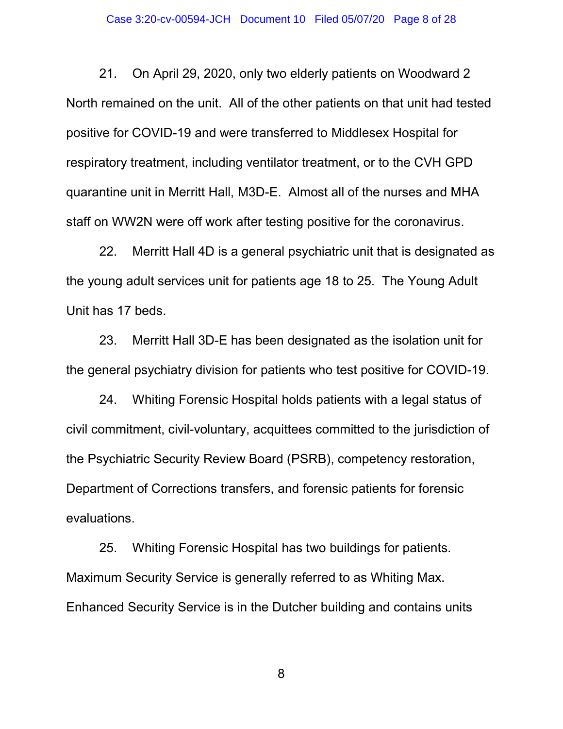21. On April 29, 2020, only two elderly patients on Woodward 2 North remained on the unit. All of the other patients on that unit had tested positive for COVID-19 and were transferred to Middlesex Hospital for respiratory treatment, including ventilator treatment, or to the CVH GPD quarantine unit in Merritt Hall, M3D-E. Almost all of the nurses and MHA staff on WW2N were off work after testing positive for the coronavirus.

22. Merritt Hall 4D is a general psychiatric unit that is designated as the young adult services unit for patients age 18 to 25. The Young Adult Unit has 17 beds.

23. Merritt Hall 3D-E has been designated as the isolation unit for the general psychiatry division for patients who test positive for COVID-19.

24. Whiting Forensic Hospital holds patients with a legal status of civil commitment, civil-voluntary, acquittees committed to the jurisdiction of the Psychiatric Security Review Board (PSRB), competency restoration, Department of Corrections transfers, and forensic patients for forensic evaluations.

25. Whiting Forensic Hospital has two buildings for patients. Maximum Security Service is generally referred to as Whiting Max. Enhanced Security Service is in the Dutcher building and contains units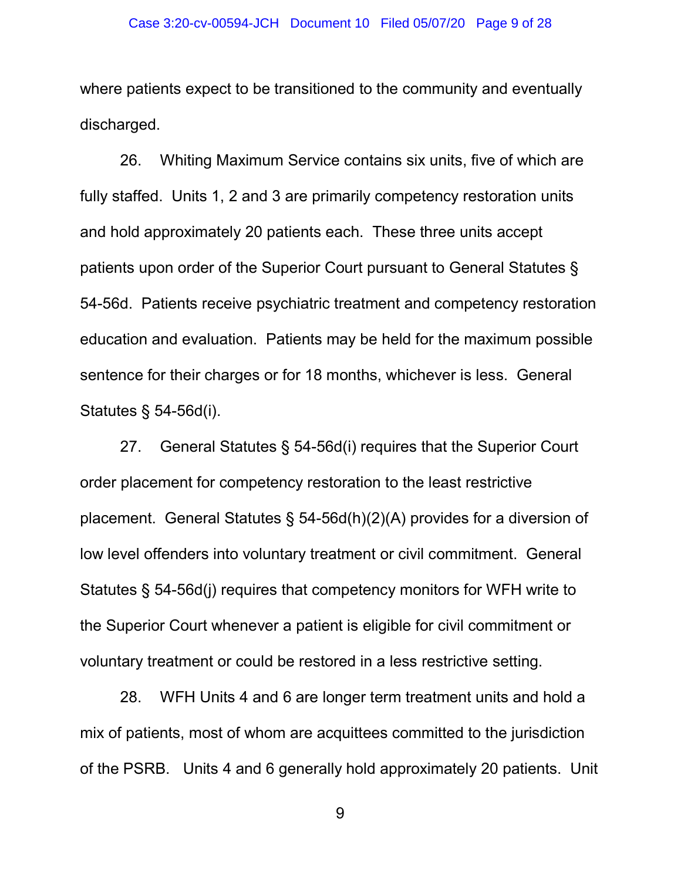where patients expect to be transitioned to the community and eventually discharged.

26. Whiting Maximum Service contains six units, five of which are fully staffed. Units 1, 2 and 3 are primarily competency restoration units and hold approximately 20 patients each. These three units accept patients upon order of the Superior Court pursuant to General Statutes § 54-56d. Patients receive psychiatric treatment and competency restoration education and evaluation. Patients may be held for the maximum possible sentence for their charges or for 18 months, whichever is less. General Statutes § 54-56d(i).

27. General Statutes § 54-56d(i) requires that the Superior Court order placement for competency restoration to the least restrictive placement. General Statutes § 54-56d(h)(2)(A) provides for a diversion of low level offenders into voluntary treatment or civil commitment. General Statutes § 54-56d(j) requires that competency monitors for WFH write to the Superior Court whenever a patient is eligible for civil commitment or voluntary treatment or could be restored in a less restrictive setting.

28. WFH Units 4 and 6 are longer term treatment units and hold a mix of patients, most of whom are acquittees committed to the jurisdiction of the PSRB. Units 4 and 6 generally hold approximately 20 patients. Unit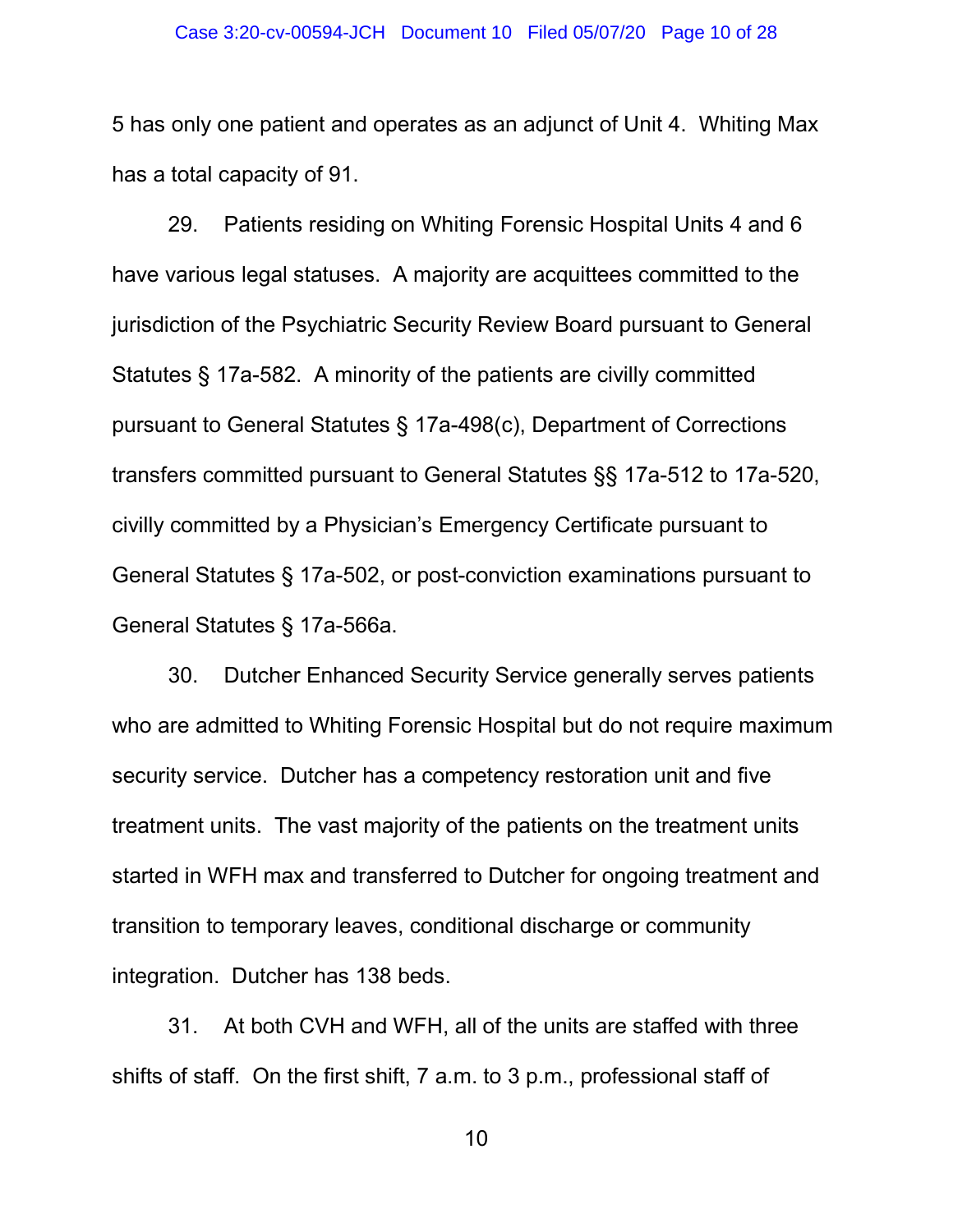5 has only one patient and operates as an adjunct of Unit 4. Whiting Max has a total capacity of 91.

29. Patients residing on Whiting Forensic Hospital Units 4 and 6 have various legal statuses. A majority are acquittees committed to the jurisdiction of the Psychiatric Security Review Board pursuant to General Statutes § 17a-582. A minority of the patients are civilly committed pursuant to General Statutes § 17a-498(c), Department of Corrections transfers committed pursuant to General Statutes §§ 17a-512 to 17a-520, civilly committed by a Physician's Emergency Certificate pursuant to General Statutes § 17a-502, or post-conviction examinations pursuant to General Statutes § 17a-566a.

30. Dutcher Enhanced Security Service generally serves patients who are admitted to Whiting Forensic Hospital but do not require maximum security service. Dutcher has a competency restoration unit and five treatment units. The vast majority of the patients on the treatment units started in WFH max and transferred to Dutcher for ongoing treatment and transition to temporary leaves, conditional discharge or community integration. Dutcher has 138 beds.

31. At both CVH and WFH, all of the units are staffed with three shifts of staff. On the first shift, 7 a.m. to 3 p.m., professional staff of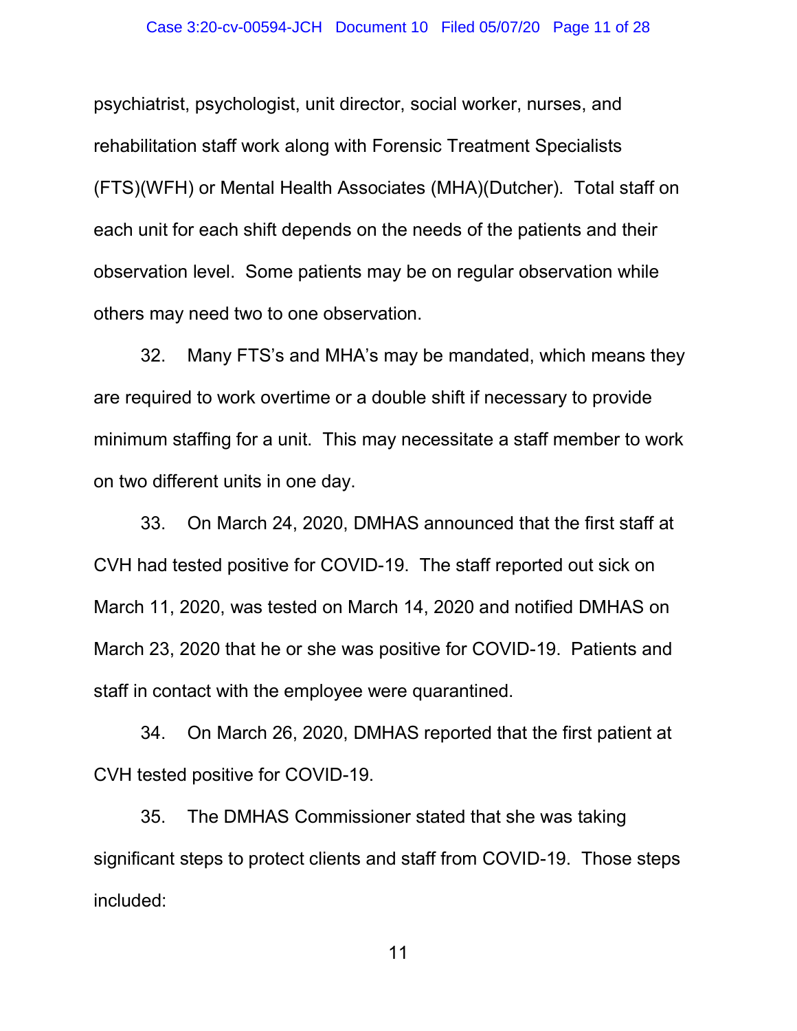psychiatrist, psychologist, unit director, social worker, nurses, and rehabilitation staff work along with Forensic Treatment Specialists (FTS)(WFH) or Mental Health Associates (MHA)(Dutcher). Total staff on each unit for each shift depends on the needs of the patients and their observation level. Some patients may be on regular observation while others may need two to one observation.

32. Many FTS's and MHA's may be mandated, which means they are required to work overtime or a double shift if necessary to provide minimum staffing for a unit. This may necessitate a staff member to work on two different units in one day.

33. On March 24, 2020, DMHAS announced that the first staff at CVH had tested positive for COVID-19. The staff reported out sick on March 11, 2020, was tested on March 14, 2020 and notified DMHAS on March 23, 2020 that he or she was positive for COVID-19. Patients and staff in contact with the employee were quarantined.

34. On March 26, 2020, DMHAS reported that the first patient at CVH tested positive for COVID-19.

35. The DMHAS Commissioner stated that she was taking significant steps to protect clients and staff from COVID-19. Those steps included: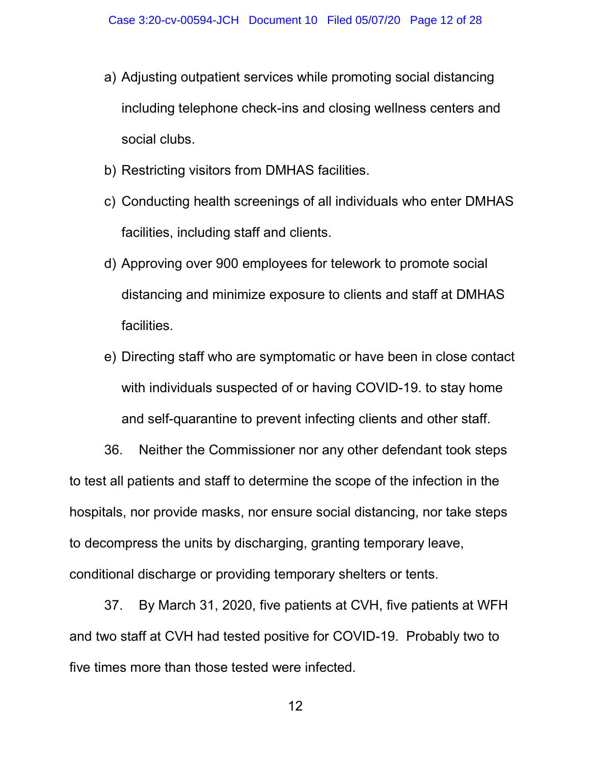a) Adjusting outpatient services while promoting social distancing including telephone check-ins and closing wellness centers and social clubs.

b) Restricting visitors from DMHAS facilities.

c) Conducting health screenings of all individuals who enter DMHAS facilities, including staff and clients.

d) Approving over 900 employees for telework to promote social distancing and minimize exposure to clients and staff at DMHAS facilities.

e) Directing staff who are symptomatic or have been in close contact with individuals suspected of or having COVID-19. to stay home and self-quarantine to prevent infecting clients and other staff.

36. Neither the Commissioner nor any other defendant took steps to test all patients and staff to determine the scope of the infection in the hospitals, nor provide masks, nor ensure social distancing, nor take steps to decompress the units by discharging, granting temporary leave, conditional discharge or providing temporary shelters or tents.

37. By March 31, 2020, five patients at CVH, five patients at WFH and two staff at CVH had tested positive for COVID-19. Probably two to five times more than those tested were infected.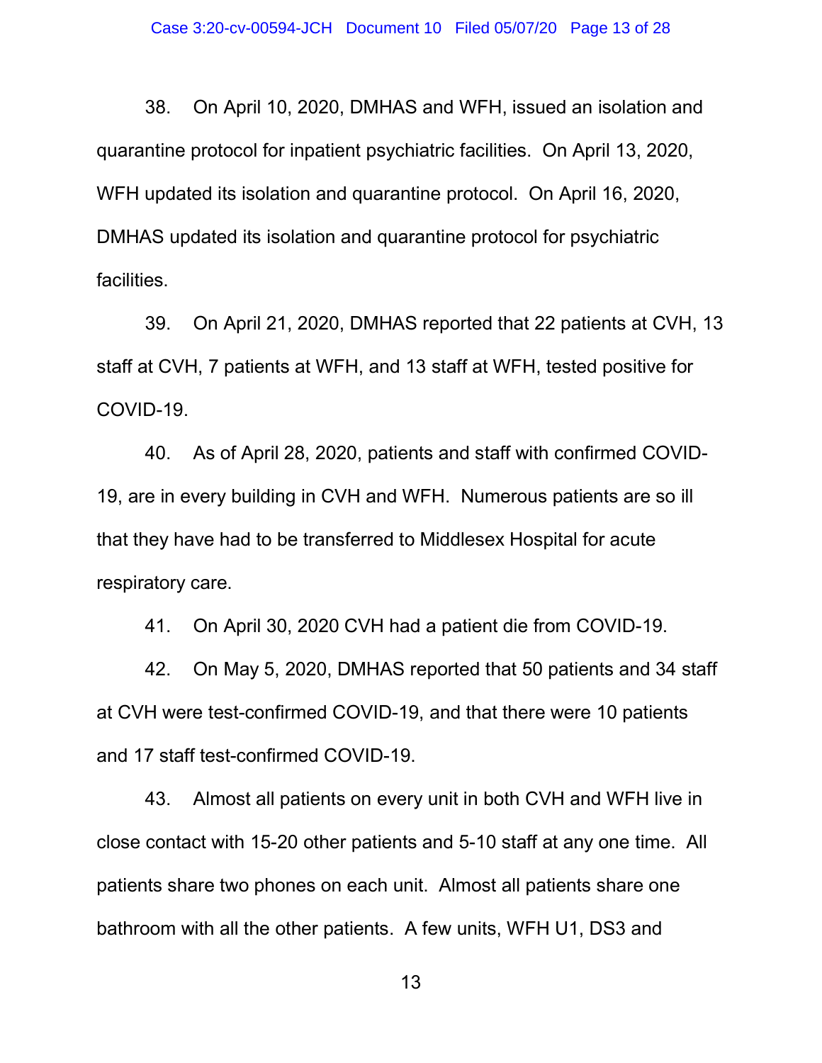38. On April 10, 2020, DMHAS and WFH, issued an isolation and quarantine protocol for inpatient psychiatric facilities. On April 13, 2020, WFH updated its isolation and quarantine protocol. On April 16, 2020, DMHAS updated its isolation and quarantine protocol for psychiatric facilities.

39. On April 21, 2020, DMHAS reported that 22 patients at CVH, 13 staff at CVH, 7 patients at WFH, and 13 staff at WFH, tested positive for COVID-19.

40. As of April 28, 2020, patients and staff with confirmed COVID-19, are in every building in CVH and WFH. Numerous patients are so ill that they have had to be transferred to Middlesex Hospital for acute respiratory care.

41. On April 30, 2020 CVH had a patient die from COVID-19.

42. On May 5, 2020, DMHAS reported that 50 patients and 34 staff at CVH were test-confirmed COVID-19, and that there were 10 patients and 17 staff test-confirmed COVID-19.

43. Almost all patients on every unit in both CVH and WFH live in close contact with 15-20 other patients and 5-10 staff at any one time. All patients share two phones on each unit. Almost all patients share one bathroom with all the other patients. A few units, WFH U1, DS3 and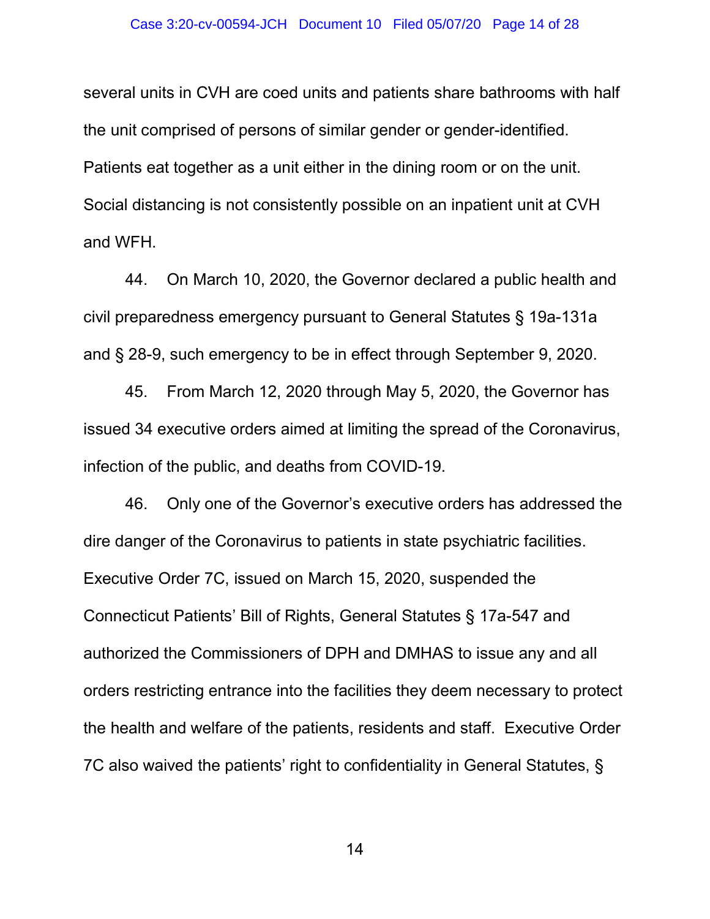several units in CVH are coed units and patients share bathrooms with half the unit comprised of persons of similar gender or gender-identified. Patients eat together as a unit either in the dining room or on the unit. Social distancing is not consistently possible on an inpatient unit at CVH and WFH.

44. On March 10, 2020, the Governor declared a public health and civil preparedness emergency pursuant to General Statutes § 19a-131a and § 28-9, such emergency to be in effect through September 9, 2020.

45. From March 12, 2020 through May 5, 2020, the Governor has issued 34 executive orders aimed at limiting the spread of the Coronavirus, infection of the public, and deaths from COVID-19.

46. Only one of the Governor's executive orders has addressed the dire danger of the Coronavirus to patients in state psychiatric facilities. Executive Order 7C, issued on March 15, 2020, suspended the Connecticut Patients' Bill of Rights, General Statutes § 17a-547 and authorized the Commissioners of DPH and DMHAS to issue any and all orders restricting entrance into the facilities they deem necessary to protect the health and welfare of the patients, residents and staff. Executive Order 7C also waived the patients' right to confidentiality in General Statutes, §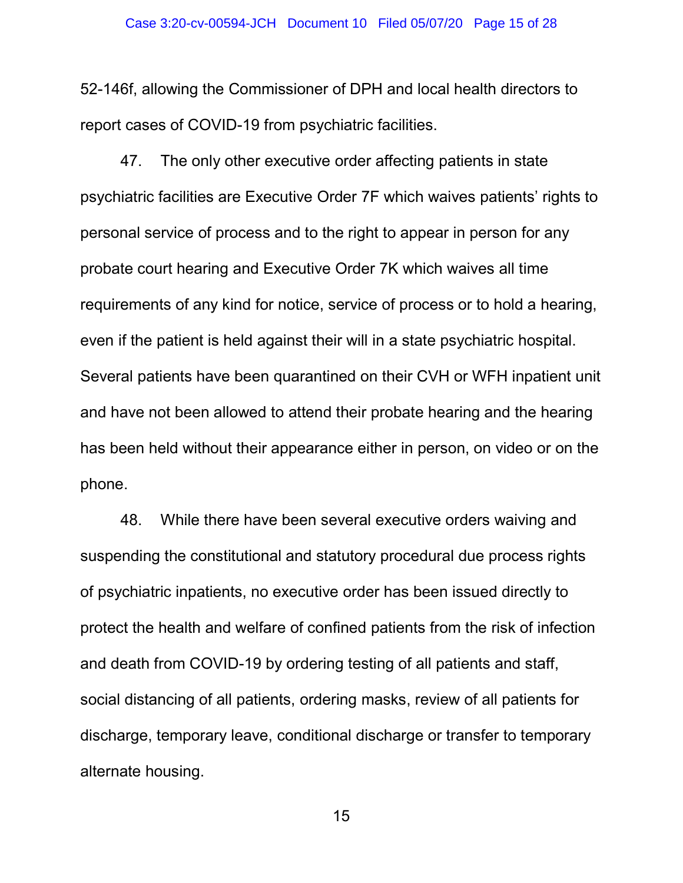52-146f, allowing the Commissioner of DPH and local health directors to report cases of COVID-19 from psychiatric facilities.

47. The only other executive order affecting patients in state psychiatric facilities are Executive Order 7F which waives patients' rights to personal service of process and to the right to appear in person for any probate court hearing and Executive Order 7K which waives all time requirements of any kind for notice, service of process or to hold a hearing, even if the patient is held against their will in a state psychiatric hospital. Several patients have been quarantined on their CVH or WFH inpatient unit and have not been allowed to attend their probate hearing and the hearing has been held without their appearance either in person, on video or on the phone.

48. While there have been several executive orders waiving and suspending the constitutional and statutory procedural due process rights of psychiatric inpatients, no executive order has been issued directly to protect the health and welfare of confined patients from the risk of infection and death from COVID-19 by ordering testing of all patients and staff, social distancing of all patients, ordering masks, review of all patients for discharge, temporary leave, conditional discharge or transfer to temporary alternate housing.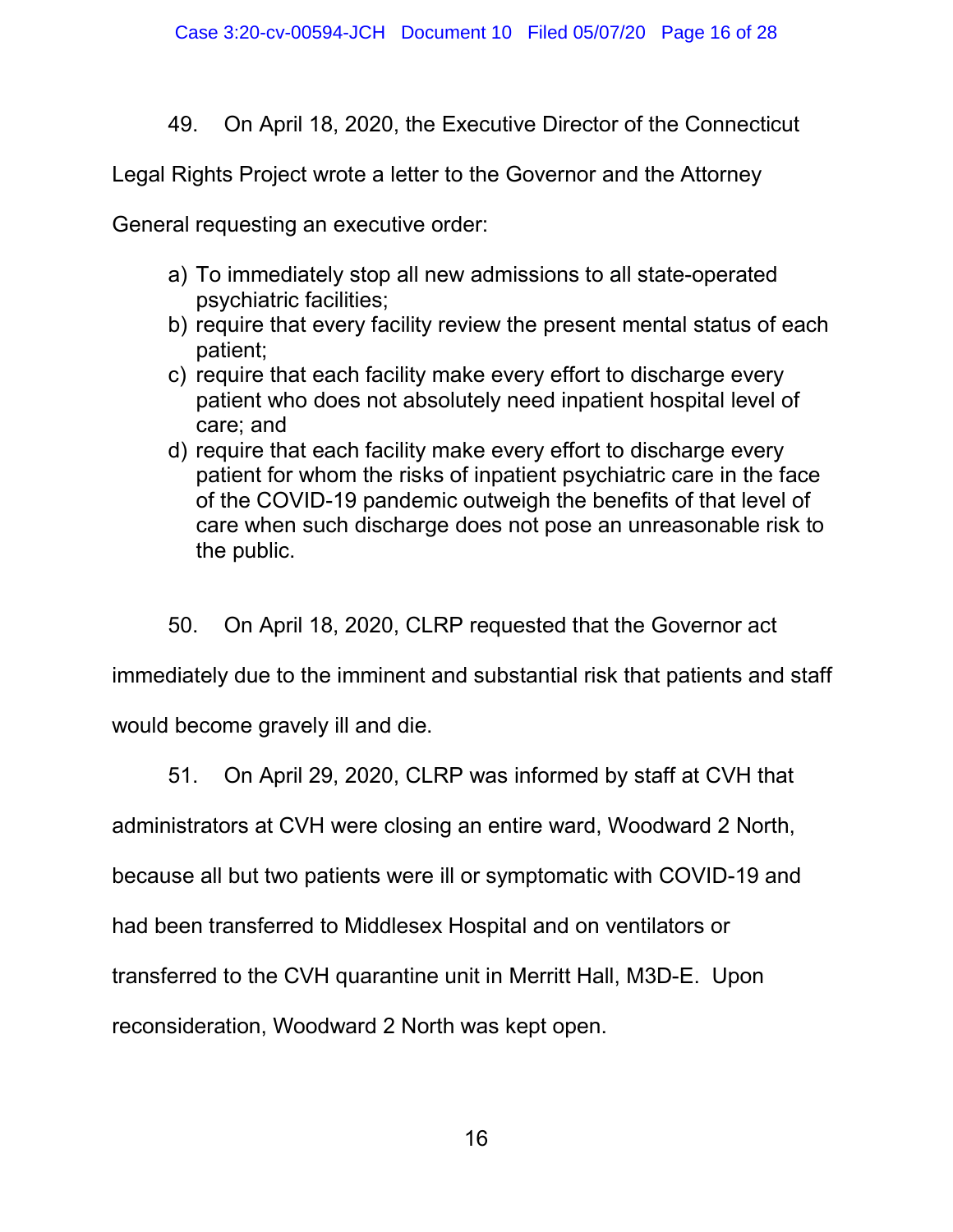49. On April 18, 2020, the Executive Director of the Connecticut Legal Rights Project wrote a letter to the Governor and the Attorney General requesting an executive order:

a) To immediately stop all new admissions to all state-operated psychiatric facilities;
b) require that every facility review the present mental status of each patient;
c) require that each facility make every effort to discharge every patient who does not absolutely need inpatient hospital level of care; and
d) require that each facility make every effort to discharge every patient for whom the risks of inpatient psychiatric care in the face of the COVID-19 pandemic outweigh the benefits of that level of care when such discharge does not pose an unreasonable risk to the public.

50. On April 18, 2020, CLRP requested that the Governor act immediately due to the imminent and substantial risk that patients and staff would become gravely ill and die.

51. On April 29, 2020, CLRP was informed by staff at CVH that administrators at CVH were closing an entire ward, Woodward 2 North, because all but two patients were ill or symptomatic with COVID-19 and had been transferred to Middlesex Hospital and on ventilators or transferred to the CVH quarantine unit in Merritt Hall, M3D-E. Upon reconsideration, Woodward 2 North was kept open.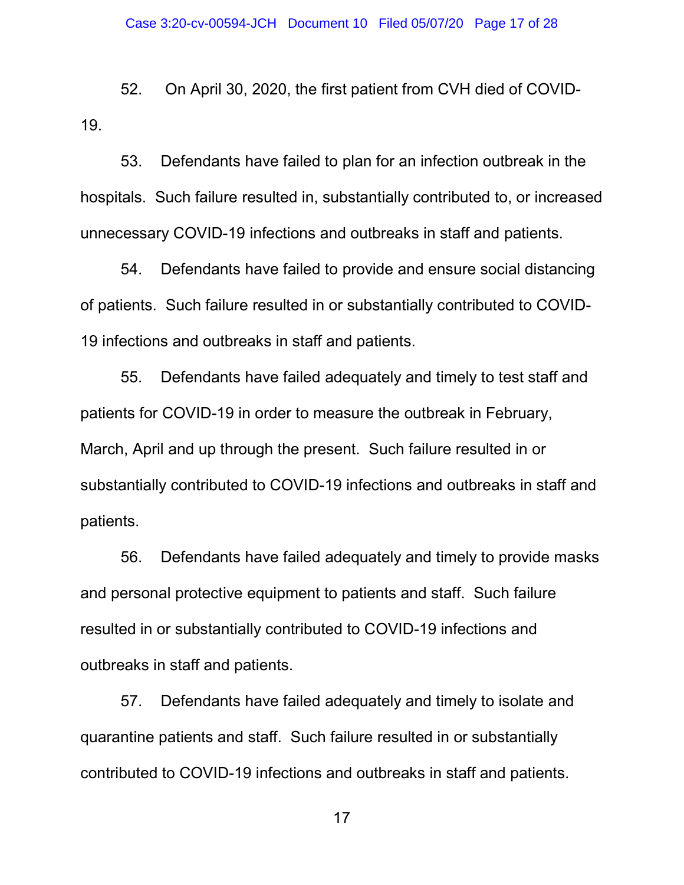52. On April 30, 2020, the first patient from CVH died of COVID-19.

53. Defendants have failed to plan for an infection outbreak in the hospitals. Such failure resulted in, substantially contributed to, or increased unnecessary COVID-19 infections and outbreaks in staff and patients.

54. Defendants have failed to provide and ensure social distancing of patients. Such failure resulted in or substantially contributed to COVID-19 infections and outbreaks in staff and patients.

55. Defendants have failed adequately and timely to test staff and patients for COVID-19 in order to measure the outbreak in February, March, April and up through the present. Such failure resulted in or substantially contributed to COVID-19 infections and outbreaks in staff and patients.

56. Defendants have failed adequately and timely to provide masks and personal protective equipment to patients and staff. Such failure resulted in or substantially contributed to COVID-19 infections and outbreaks in staff and patients.

57. Defendants have failed adequately and timely to isolate and quarantine patients and staff. Such failure resulted in or substantially contributed to COVID-19 infections and outbreaks in staff and patients.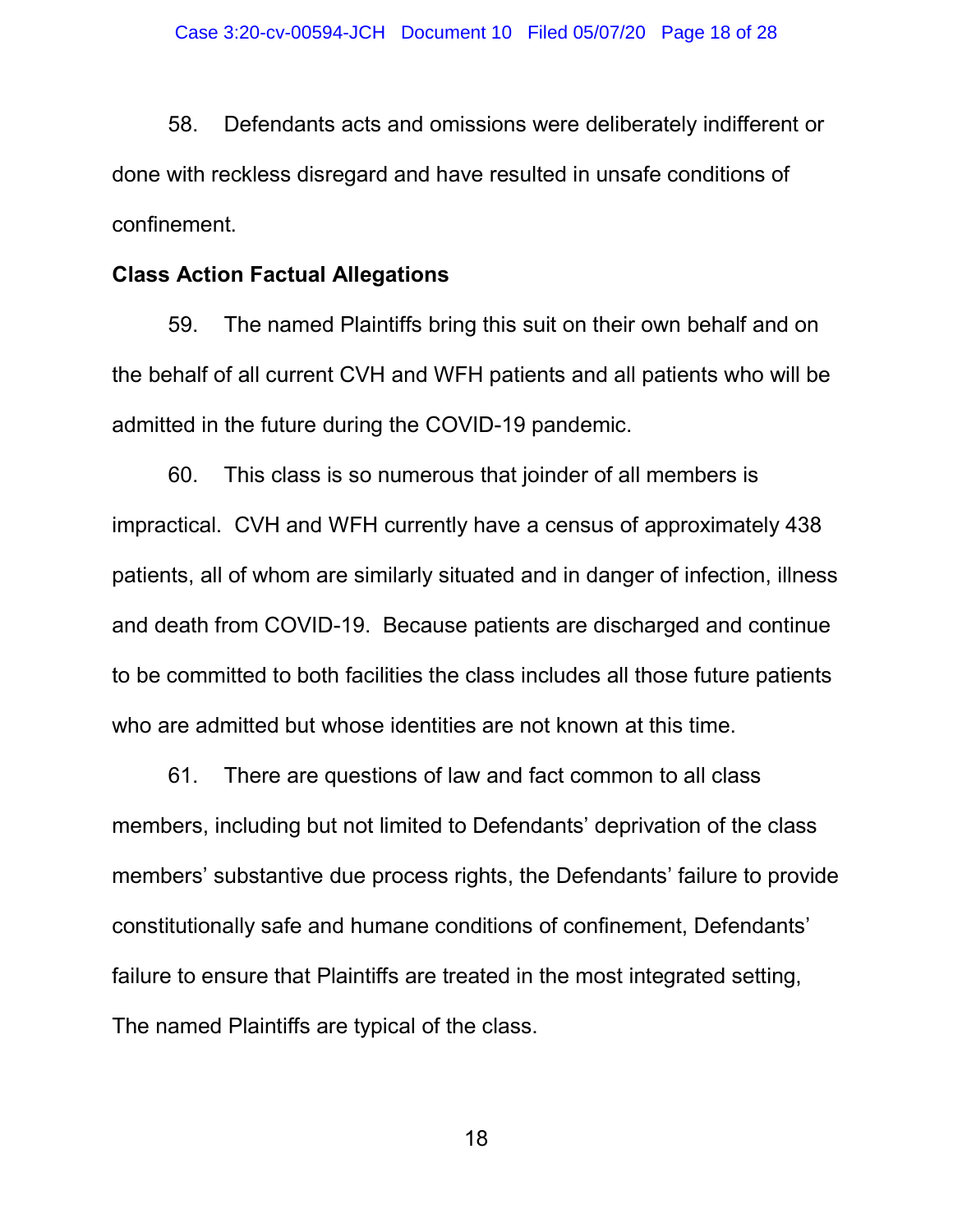58. Defendants acts and omissions were deliberately indifferent or done with reckless disregard and have resulted in unsafe conditions of confinement.

**Class Action Factual Allegations**

59. The named Plaintiffs bring this suit on their own behalf and on the behalf of all current CVH and WFH patients and all patients who will be admitted in the future during the COVID-19 pandemic.

60. This class is so numerous that joinder of all members is impractical. CVH and WFH currently have a census of approximately 438 patients, all of whom are similarly situated and in danger of infection, illness and death from COVID-19. Because patients are discharged and continue to be committed to both facilities the class includes all those future patients who are admitted but whose identities are not known at this time.

61. There are questions of law and fact common to all class members, including but not limited to Defendants' deprivation of the class members' substantive due process rights, the Defendants' failure to provide constitutionally safe and humane conditions of confinement, Defendants' failure to ensure that Plaintiffs are treated in the most integrated setting, The named Plaintiffs are typical of the class.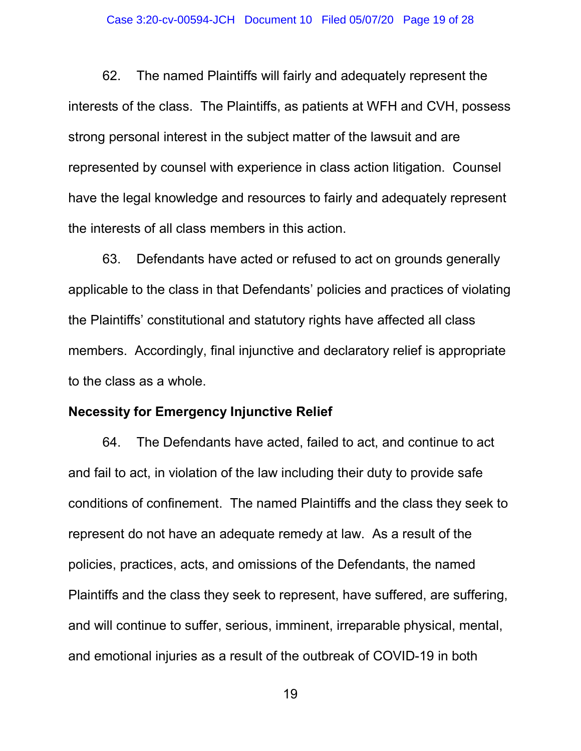62. The named Plaintiffs will fairly and adequately represent the interests of the class. The Plaintiffs, as patients at WFH and CVH, possess strong personal interest in the subject matter of the lawsuit and are represented by counsel with experience in class action litigation. Counsel have the legal knowledge and resources to fairly and adequately represent the interests of all class members in this action.

63. Defendants have acted or refused to act on grounds generally applicable to the class in that Defendants' policies and practices of violating the Plaintiffs' constitutional and statutory rights have affected all class members. Accordingly, final injunctive and declaratory relief is appropriate to the class as a whole.

**Necessity for Emergency Injunctive Relief**

64. The Defendants have acted, failed to act, and continue to act and fail to act, in violation of the law including their duty to provide safe conditions of confinement. The named Plaintiffs and the class they seek to represent do not have an adequate remedy at law. As a result of the policies, practices, acts, and omissions of the Defendants, the named Plaintiffs and the class they seek to represent, have suffered, are suffering, and will continue to suffer, serious, imminent, irreparable physical, mental, and emotional injuries as a result of the outbreak of COVID-19 in both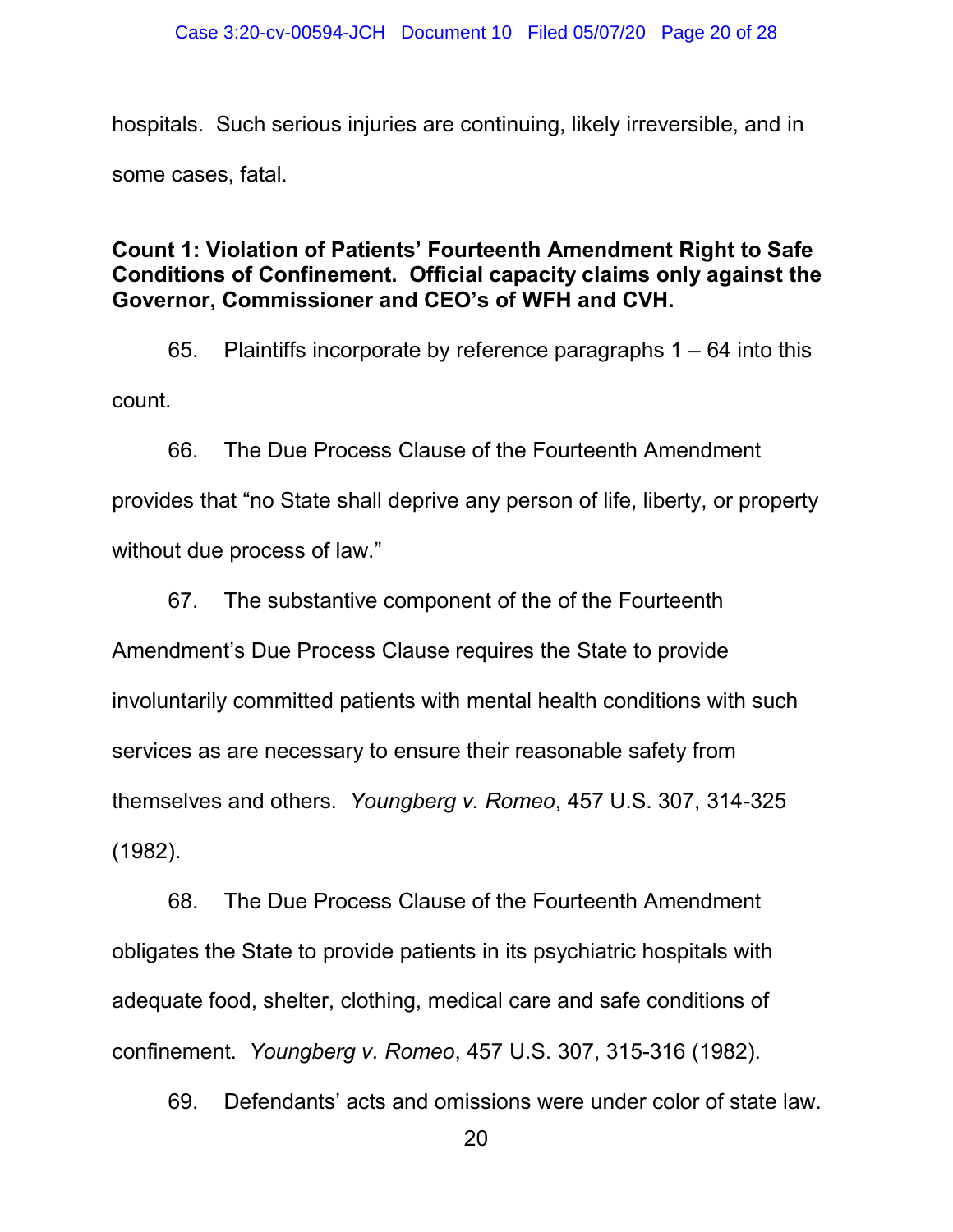hospitals. Such serious injuries are continuing, likely irreversible, and in some cases, fatal.

**Count 1: Violation of Patients' Fourteenth Amendment Right to Safe Conditions of Confinement. Official capacity claims only against the Governor, Commissioner and CEO's of WFH and CVH.**

65. Plaintiffs incorporate by reference paragraphs 1 – 64 into this count.

66. The Due Process Clause of the Fourteenth Amendment provides that "no State shall deprive any person of life, liberty, or property without due process of law."

67. The substantive component of the of the Fourteenth Amendment's Due Process Clause requires the State to provide involuntarily committed patients with mental health conditions with such services as are necessary to ensure their reasonable safety from themselves and others. *Youngberg v. Romeo*, 457 U.S. 307, 314-325 (1982).

68. The Due Process Clause of the Fourteenth Amendment obligates the State to provide patients in its psychiatric hospitals with adequate food, shelter, clothing, medical care and safe conditions of confinement. *Youngberg v. Romeo*, 457 U.S. 307, 315-316 (1982).

69. Defendants' acts and omissions were under color of state law.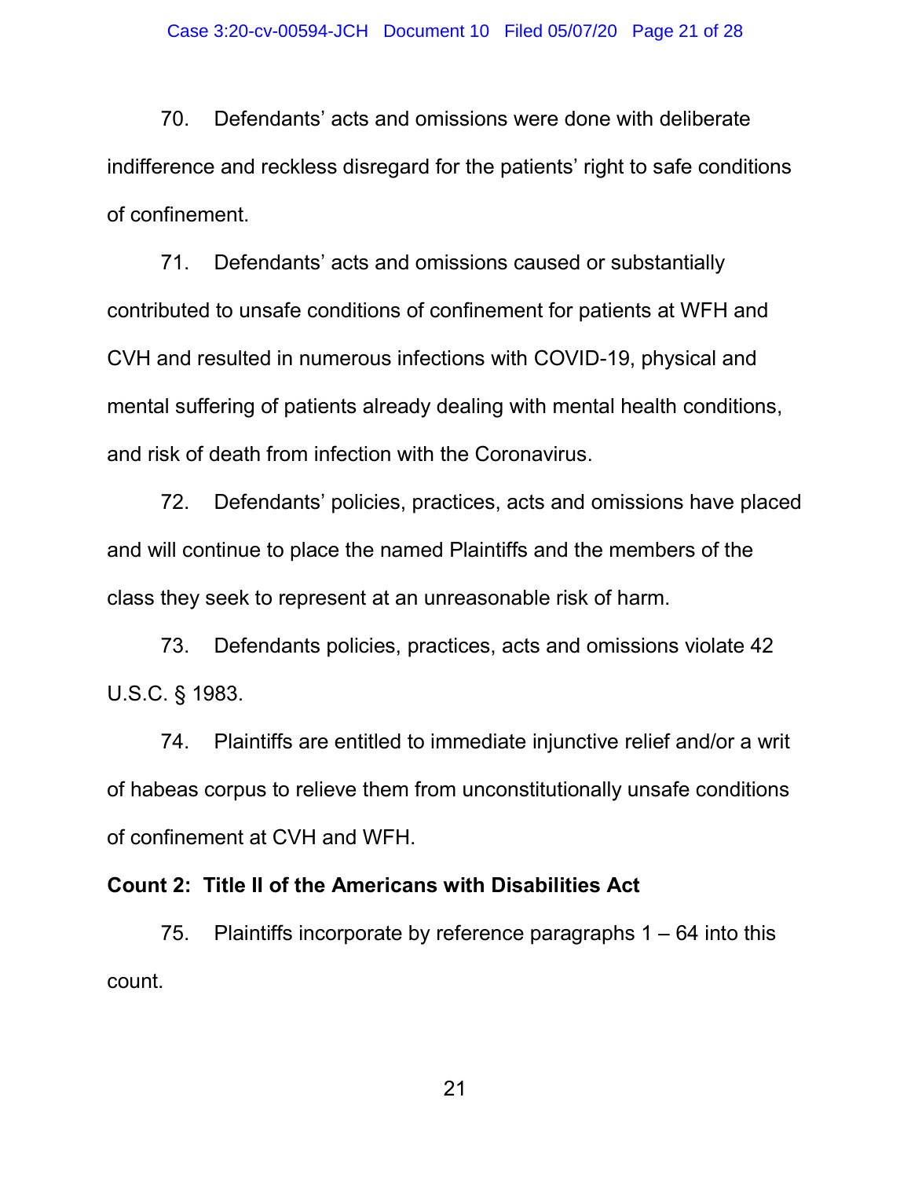70. Defendants' acts and omissions were done with deliberate indifference and reckless disregard for the patients' right to safe conditions of confinement.

71. Defendants' acts and omissions caused or substantially contributed to unsafe conditions of confinement for patients at WFH and CVH and resulted in numerous infections with COVID-19, physical and mental suffering of patients already dealing with mental health conditions, and risk of death from infection with the Coronavirus.

72. Defendants' policies, practices, acts and omissions have placed and will continue to place the named Plaintiffs and the members of the class they seek to represent at an unreasonable risk of harm.

73. Defendants policies, practices, acts and omissions violate 42 U.S.C. § 1983.

74. Plaintiffs are entitled to immediate injunctive relief and/or a writ of habeas corpus to relieve them from unconstitutionally unsafe conditions of confinement at CVH and WFH.

**Count 2: Title II of the Americans with Disabilities Act**

75. Plaintiffs incorporate by reference paragraphs 1 – 64 into this count.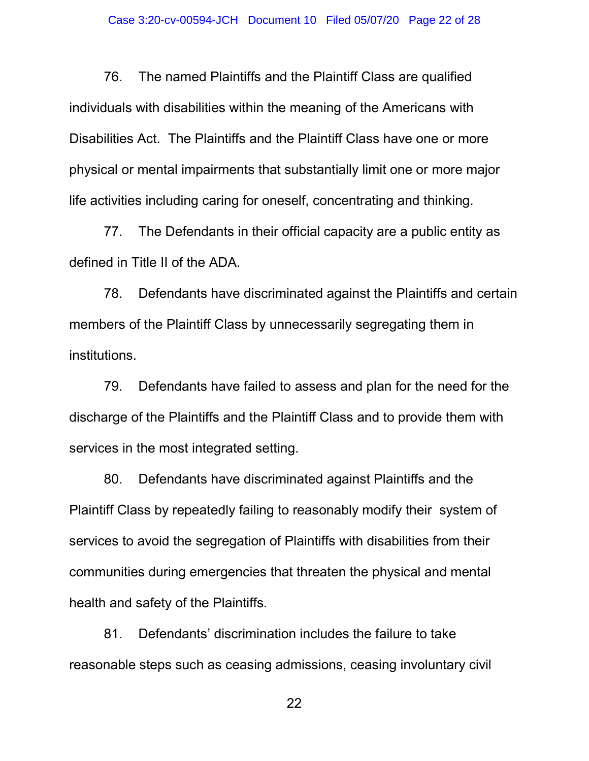76. The named Plaintiffs and the Plaintiff Class are qualified individuals with disabilities within the meaning of the Americans with Disabilities Act. The Plaintiffs and the Plaintiff Class have one or more physical or mental impairments that substantially limit one or more major life activities including caring for oneself, concentrating and thinking.

77. The Defendants in their official capacity are a public entity as defined in Title II of the ADA.

78. Defendants have discriminated against the Plaintiffs and certain members of the Plaintiff Class by unnecessarily segregating them in institutions.

79. Defendants have failed to assess and plan for the need for the discharge of the Plaintiffs and the Plaintiff Class and to provide them with services in the most integrated setting.

80. Defendants have discriminated against Plaintiffs and the Plaintiff Class by repeatedly failing to reasonably modify their system of services to avoid the segregation of Plaintiffs with disabilities from their communities during emergencies that threaten the physical and mental health and safety of the Plaintiffs.

81. Defendants' discrimination includes the failure to take reasonable steps such as ceasing admissions, ceasing involuntary civil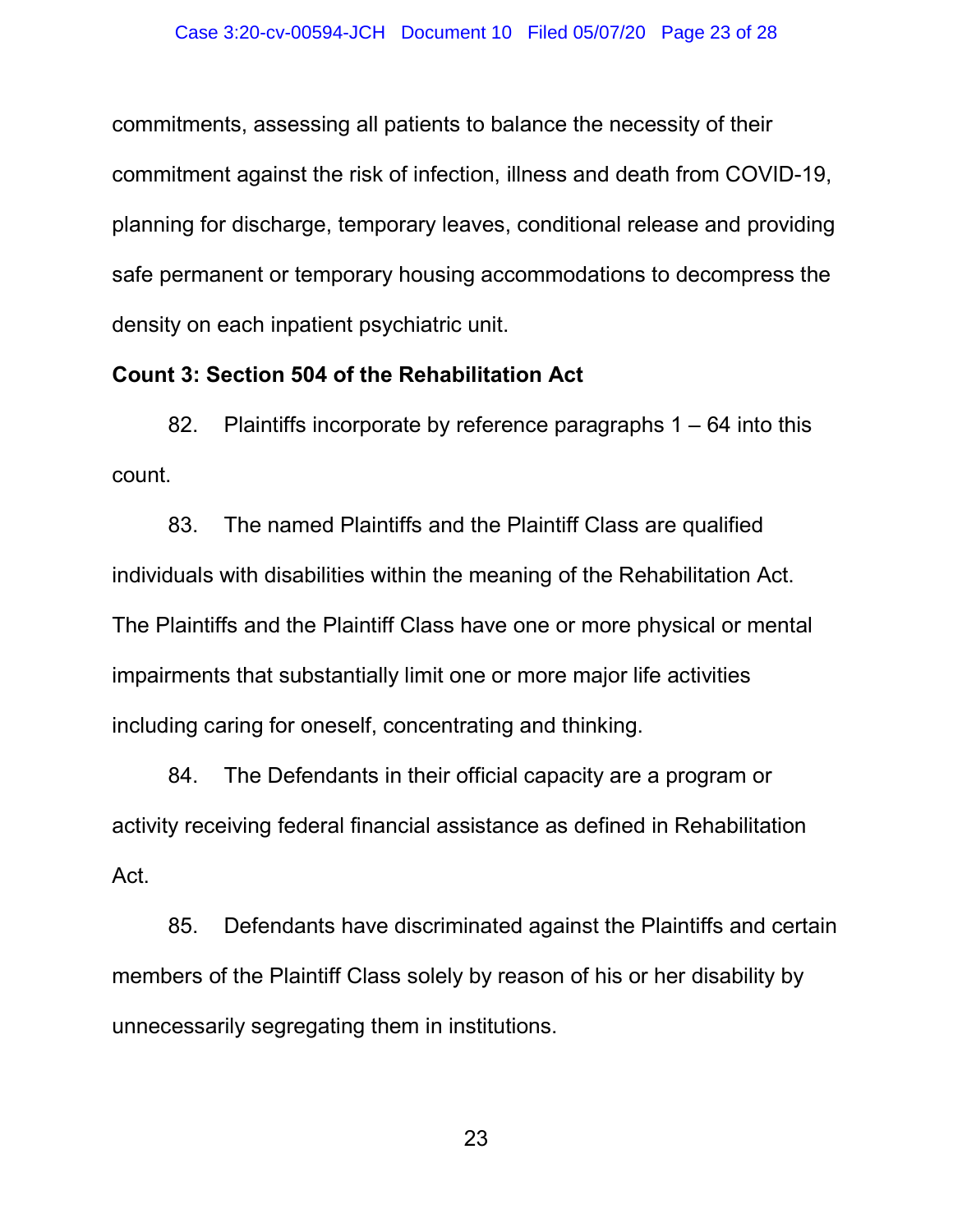commitments, assessing all patients to balance the necessity of their commitment against the risk of infection, illness and death from COVID-19, planning for discharge, temporary leaves, conditional release and providing safe permanent or temporary housing accommodations to decompress the density on each inpatient psychiatric unit.

**Count 3: Section 504 of the Rehabilitation Act**

82. Plaintiffs incorporate by reference paragraphs 1 – 64 into this count.

83. The named Plaintiffs and the Plaintiff Class are qualified individuals with disabilities within the meaning of the Rehabilitation Act. The Plaintiffs and the Plaintiff Class have one or more physical or mental impairments that substantially limit one or more major life activities including caring for oneself, concentrating and thinking.

84. The Defendants in their official capacity are a program or activity receiving federal financial assistance as defined in Rehabilitation Act.

85. Defendants have discriminated against the Plaintiffs and certain members of the Plaintiff Class solely by reason of his or her disability by unnecessarily segregating them in institutions.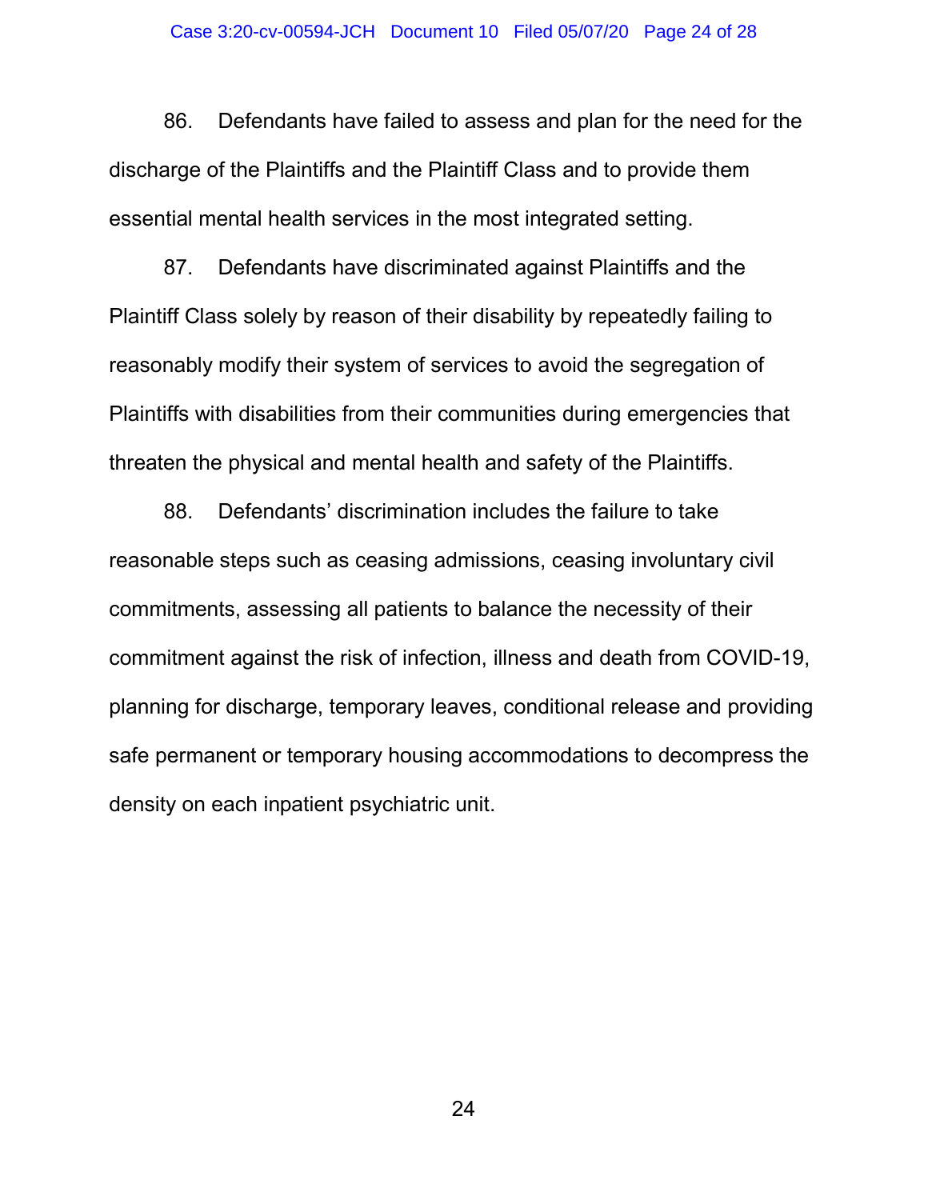86. Defendants have failed to assess and plan for the need for the discharge of the Plaintiffs and the Plaintiff Class and to provide them essential mental health services in the most integrated setting.

87. Defendants have discriminated against Plaintiffs and the Plaintiff Class solely by reason of their disability by repeatedly failing to reasonably modify their system of services to avoid the segregation of Plaintiffs with disabilities from their communities during emergencies that threaten the physical and mental health and safety of the Plaintiffs.

88. Defendants' discrimination includes the failure to take reasonable steps such as ceasing admissions, ceasing involuntary civil commitments, assessing all patients to balance the necessity of their commitment against the risk of infection, illness and death from COVID-19, planning for discharge, temporary leaves, conditional release and providing safe permanent or temporary housing accommodations to decompress the density on each inpatient psychiatric unit.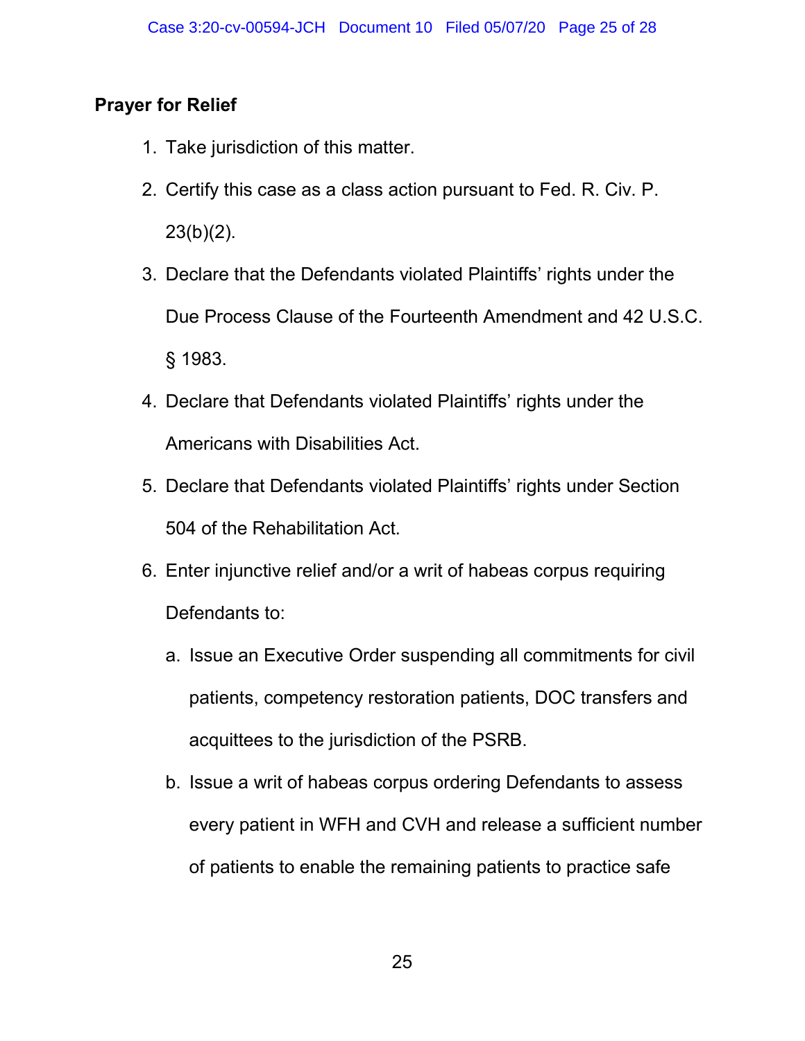**Prayer for Relief**

1. Take jurisdiction of this matter.
2. Certify this case as a class action pursuant to Fed. R. Civ. P. 23(b)(2).
3. Declare that the Defendants violated Plaintiffs' rights under the Due Process Clause of the Fourteenth Amendment and 42 U.S.C. § 1983.
4. Declare that Defendants violated Plaintiffs' rights under the Americans with Disabilities Act.
5. Declare that Defendants violated Plaintiffs' rights under Section 504 of the Rehabilitation Act.
6. Enter injunctive relief and/or a writ of habeas corpus requiring Defendants to:
   a. Issue an Executive Order suspending all commitments for civil patients, competency restoration patients, DOC transfers and acquittees to the jurisdiction of the PSRB.
   b. Issue a writ of habeas corpus ordering Defendants to assess every patient in WFH and CVH and release a sufficient number of patients to enable the remaining patients to practice safe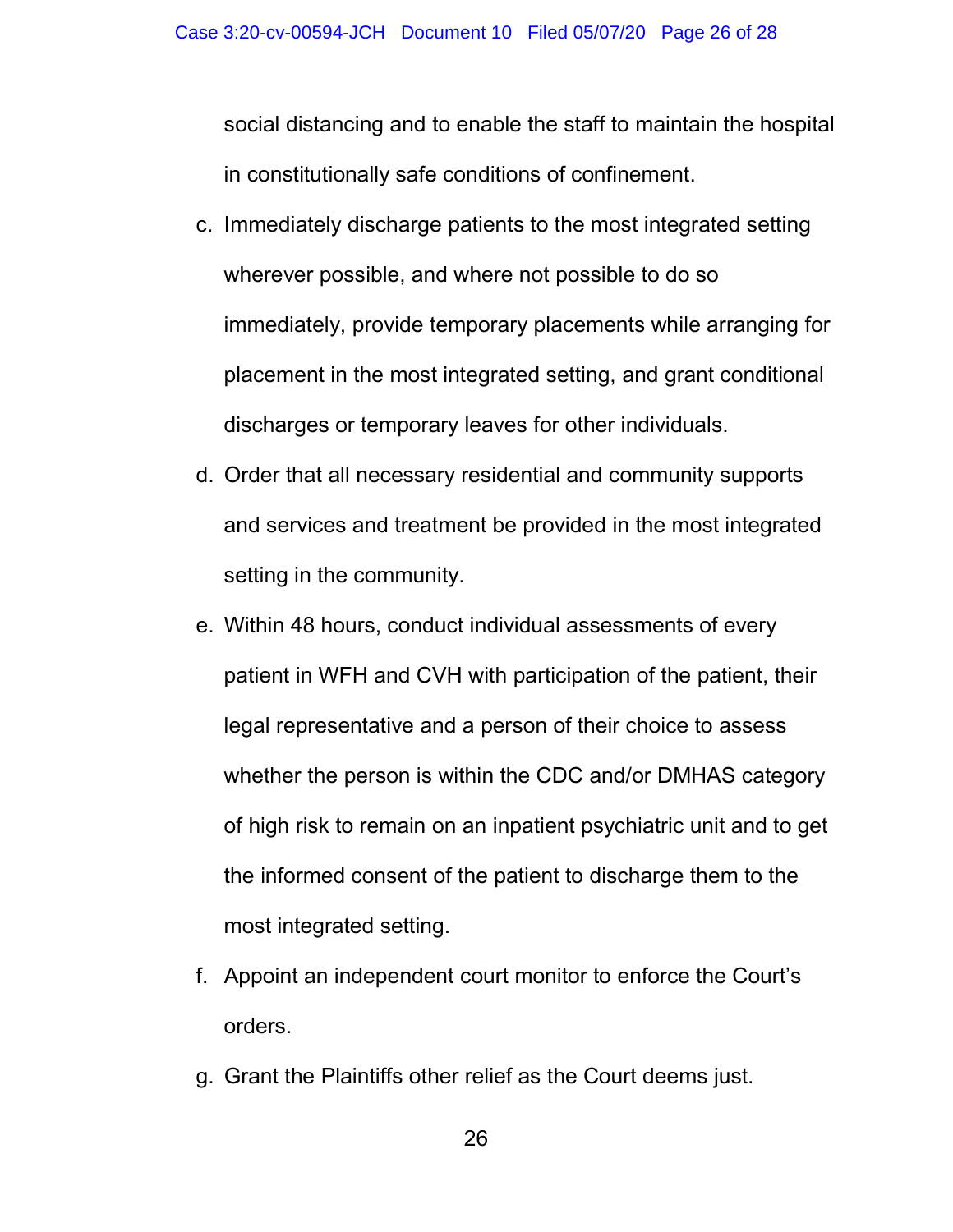social distancing and to enable the staff to maintain the hospital in constitutionally safe conditions of confinement.

c. Immediately discharge patients to the most integrated setting wherever possible, and where not possible to do so immediately, provide temporary placements while arranging for placement in the most integrated setting, and grant conditional discharges or temporary leaves for other individuals.

d. Order that all necessary residential and community supports and services and treatment be provided in the most integrated setting in the community.

e. Within 48 hours, conduct individual assessments of every patient in WFH and CVH with participation of the patient, their legal representative and a person of their choice to assess whether the person is within the CDC and/or DMHAS category of high risk to remain on an inpatient psychiatric unit and to get the informed consent of the patient to discharge them to the most integrated setting.

f. Appoint an independent court monitor to enforce the Court's orders.

g. Grant the Plaintiffs other relief as the Court deems just.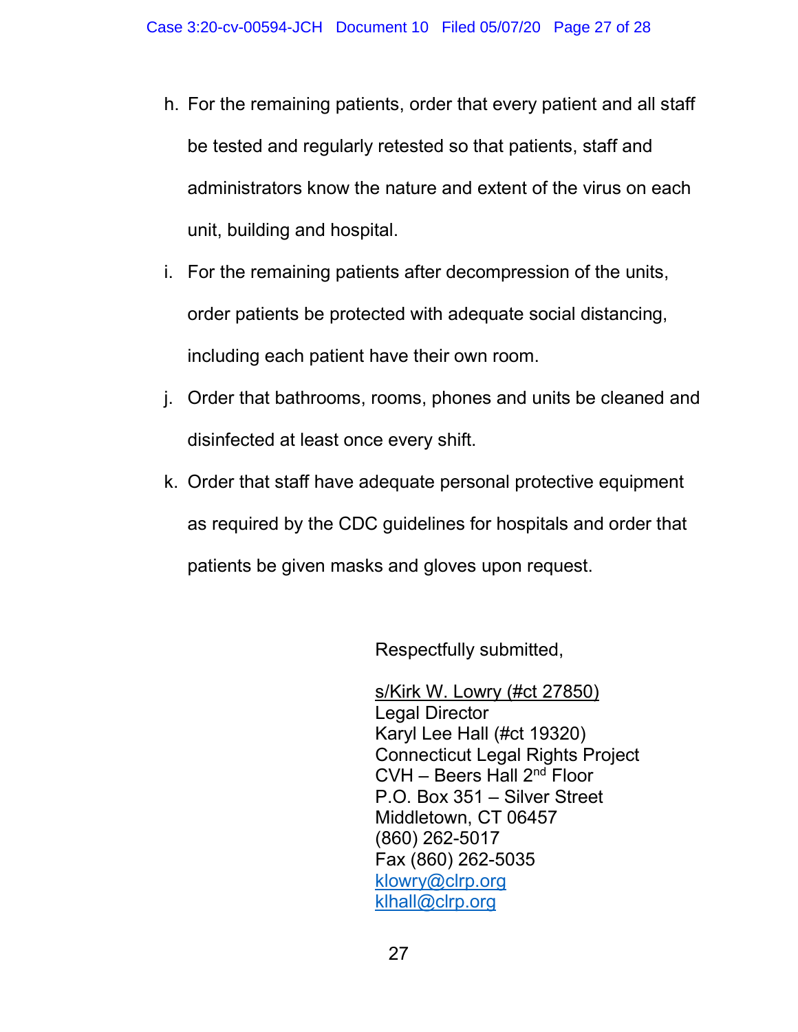h. For the remaining patients, order that every patient and all staff be tested and regularly retested so that patients, staff and administrators know the nature and extent of the virus on each unit, building and hospital.

i. For the remaining patients after decompression of the units, order patients be protected with adequate social distancing, including each patient have their own room.

j. Order that bathrooms, rooms, phones and units be cleaned and disinfected at least once every shift.

k. Order that staff have adequate personal protective equipment as required by the CDC guidelines for hospitals and order that patients be given masks and gloves upon request.

Respectfully submitted,

s/Kirk W. Lowry (#ct 27850)
Legal Director
Karyl Lee Hall (#ct 19320)
Connecticut Legal Rights Project
CVH – Beers Hall 2nd Floor
P.O. Box 351 – Silver Street
Middletown, CT 06457
(860) 262-5017
Fax (860) 262-5035
klowry@clrp.org
klhall@clrp.org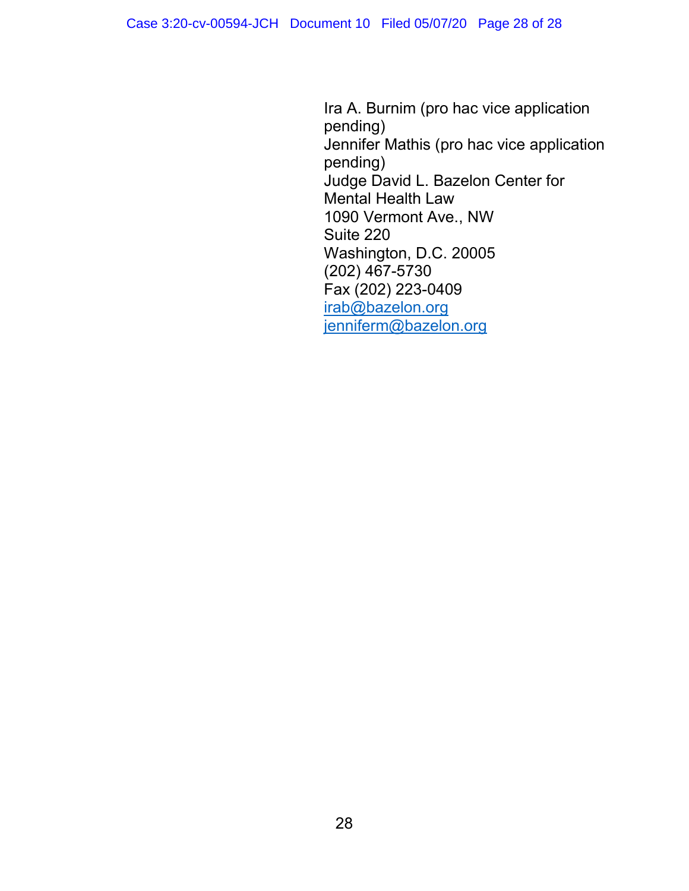Ira A. Burnim (pro hac vice application pending)
Jennifer Mathis (pro hac vice application pending)
Judge David L. Bazelon Center for Mental Health Law
1090 Vermont Ave., NW
Suite 220
Washington, D.C. 20005
(202) 467-5730
Fax (202) 223-0409
irab@bazelon.org
jenniferm@bazelon.org